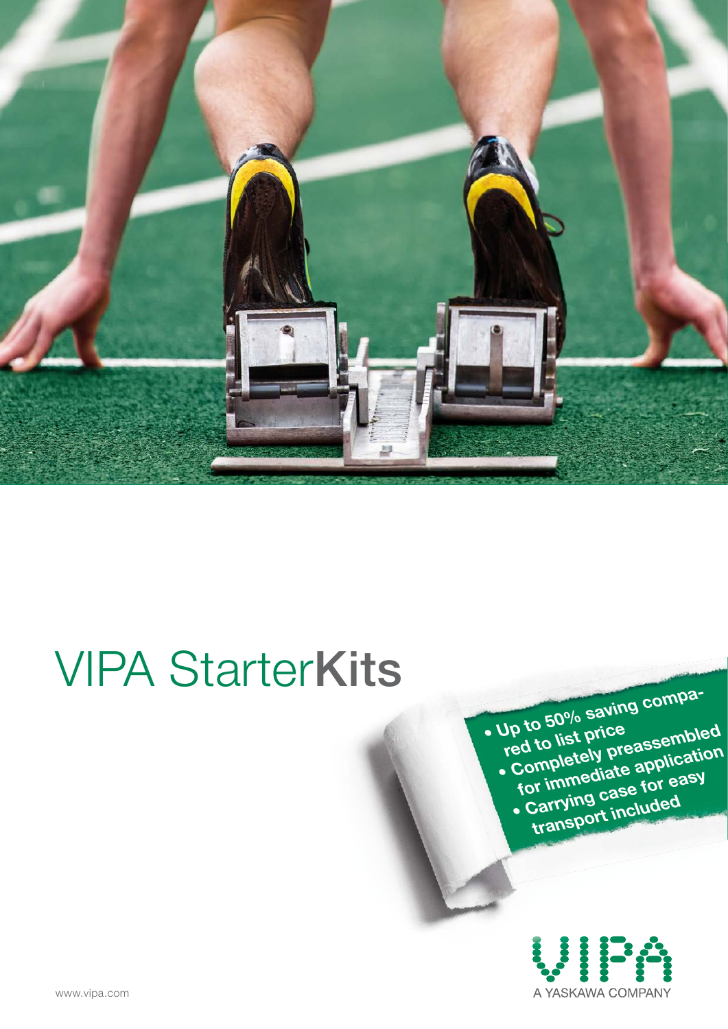# VIPA Starter**Kits**

- Up to 50% saving compared to list price
- Completely preassembled for immediate application
- Carrying case for easy transport included

VIPA
A YASKAWA COMPANY

www.vipa.com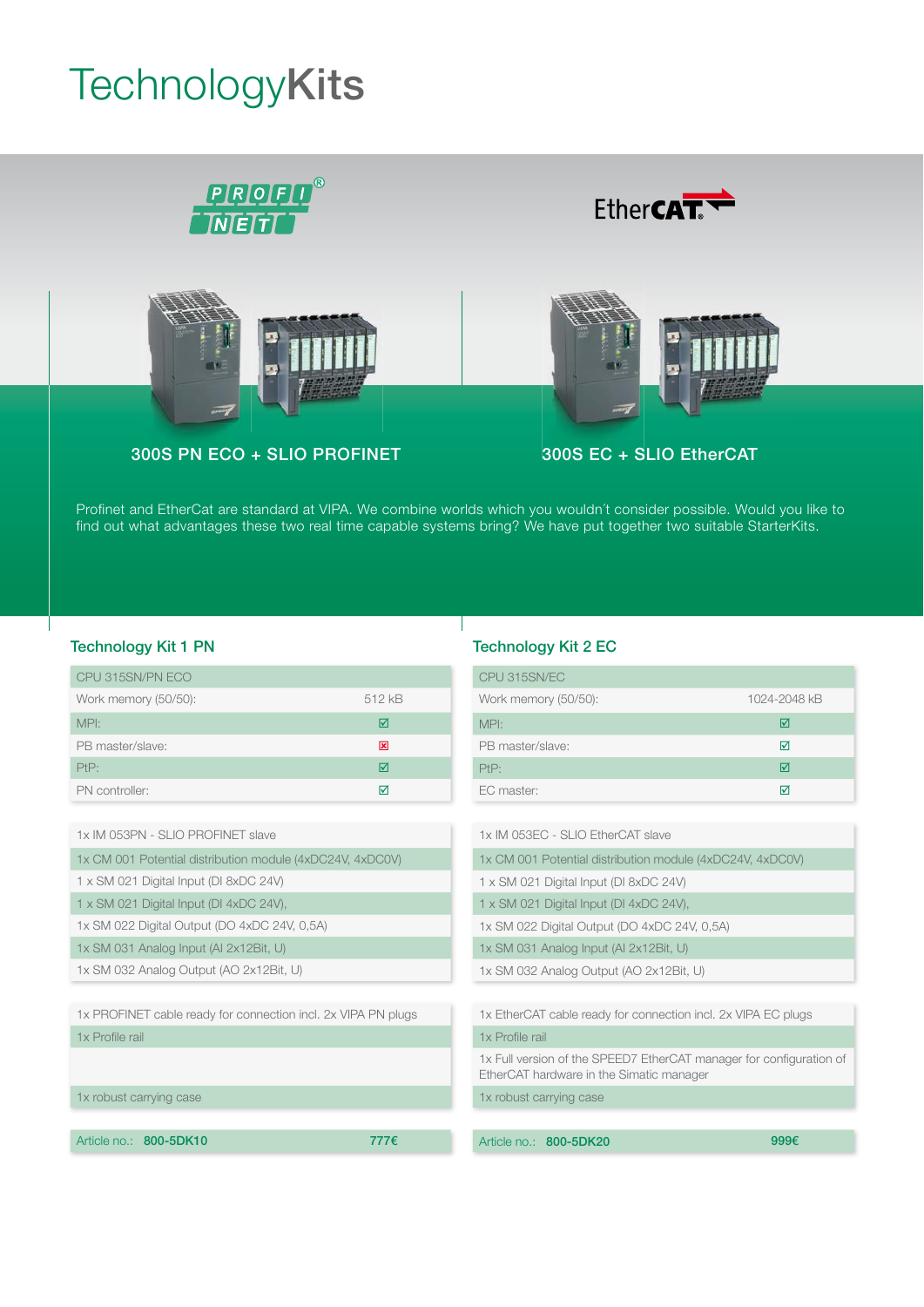# TechnologyKits

300S PN ECO + SLIO PROFINET

300S EC + SLIO EtherCAT

Profinet and EtherCat are standard at VIPA. We combine worlds which you wouldn´t consider possible. Would you like to find out what advantages these two real time capable systems bring? We have put together two suitable StarterKits.

## Technology Kit 1 PN

| CPU 315SN/PN ECO | |
|---|---|
| Work memory (50/50): | 512 kB |
| MPI: | ☑ |
| PB master/slave: | ☒ |
| PtP: | ☑ |
| PN controller: | ☑ |

| |
|---|
| 1x IM 053PN - SLIO PROFINET slave |
| 1x CM 001 Potential distribution module (4xDC24V, 4xDC0V) |
| 1 x SM 021 Digital Input (DI 8xDC 24V) |
| 1 x SM 021 Digital Input (DI 4xDC 24V), |
| 1x SM 022 Digital Output (DO 4xDC 24V, 0,5A) |
| 1x SM 031 Analog Input (AI 2x12Bit, U) |
| 1x SM 032 Analog Output (AO 2x12Bit, U) |

| |
|---|
| 1x PROFINET cable ready for connection incl. 2x VIPA PN plugs |
| 1x Profile rail |
| |
| 1x robust carrying case |

| Article no.: **800-5DK10** | **777€** |
|---|---|

## Technology Kit 2 EC

| CPU 315SN/EC | |
|---|---|
| Work memory (50/50): | 1024-2048 kB |
| MPI: | ☑ |
| PB master/slave: | ☑ |
| PtP: | ☑ |
| EC master: | ☑ |

| |
|---|
| 1x IM 053EC - SLIO EtherCAT slave |
| 1x CM 001 Potential distribution module (4xDC24V, 4xDC0V) |
| 1 x SM 021 Digital Input (DI 8xDC 24V) |
| 1 x SM 021 Digital Input (DI 4xDC 24V), |
| 1x SM 022 Digital Output (DO 4xDC 24V, 0,5A) |
| 1x SM 031 Analog Input (AI 2x12Bit, U) |
| 1x SM 032 Analog Output (AO 2x12Bit, U) |

| |
|---|
| 1x EtherCAT cable ready for connection incl. 2x VIPA EC plugs |
| 1x Profile rail |
| 1x Full version of the SPEED7 EtherCAT manager for configuration of EtherCAT hardware in the Simatic manager |
| 1x robust carrying case |

| Article no.: **800-5DK20** | **999€** |
|---|---|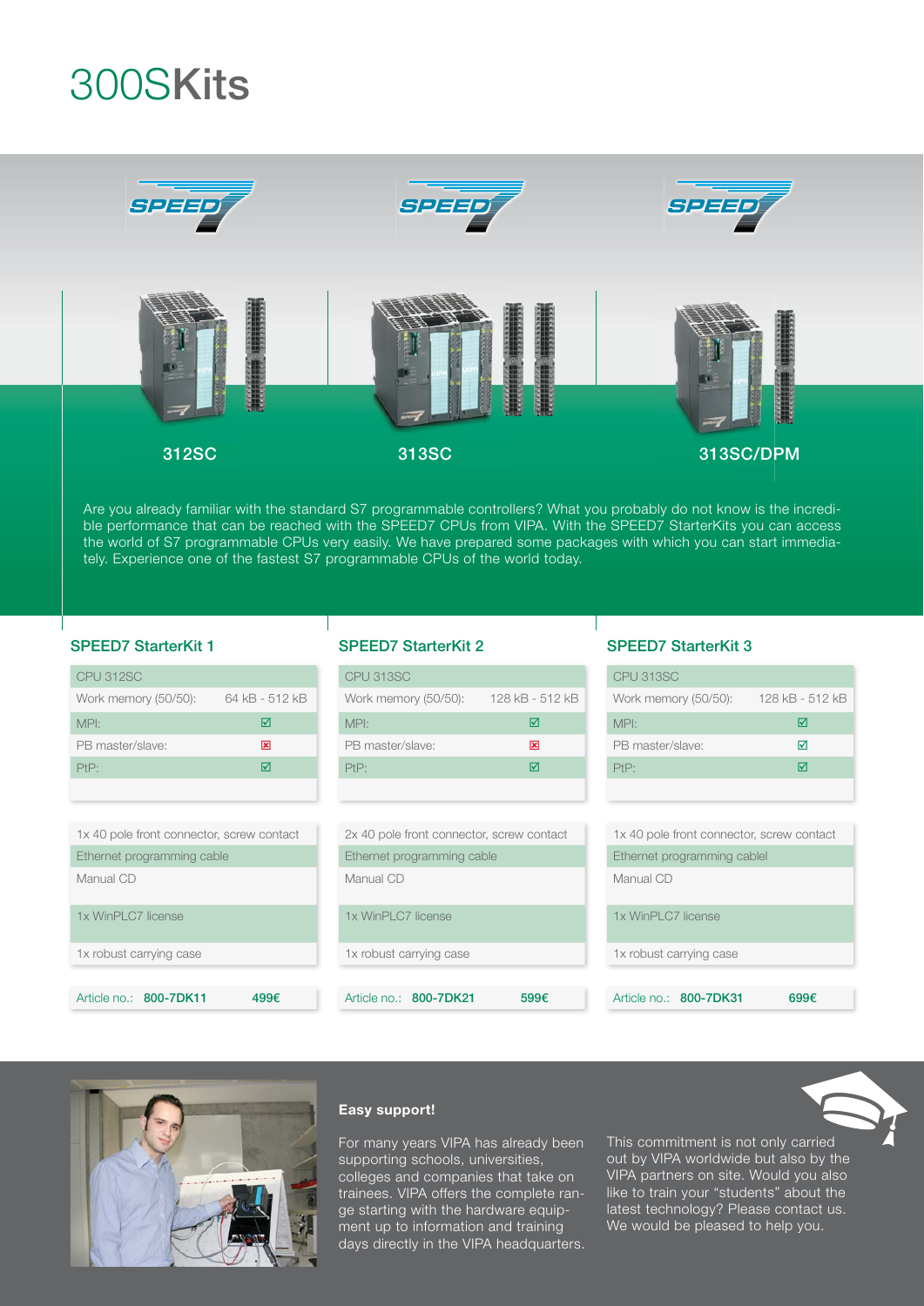# 300SKits

312SC

313SC

313SC/DPM

Are you already familiar with the standard S7 programmable controllers? What you probably do not know is the incredible performance that can be reached with the SPEED7 CPUs from VIPA. With the SPEED7 StarterKits you can access the world of S7 programmable CPUs very easily. We have prepared some packages with which you can start immediately. Experience one of the fastest S7 programmable CPUs of the world today.

### SPEED7 StarterKit 1

| CPU 312SC | |
|---|---|
| Work memory (50/50): | 64 kB - 512 kB |
| MPI: | ☑ |
| PB master/slave: | ☒ |
| PtP: | ☑ |

- 1x 40 pole front connector, screw contact
- Ethernet programming cable
- Manual CD
- 1x WinPLC7 license
- 1x robust carrying case

Article no.: **800-7DK11** **499€**

### SPEED7 StarterKit 2

| CPU 313SC | |
|---|---|
| Work memory (50/50): | 128 kB - 512 kB |
| MPI: | ☑ |
| PB master/slave: | ☒ |
| PtP: | ☑ |

- 2x 40 pole front connector, screw contact
- Ethernet programming cable
- Manual CD
- 1x WinPLC7 license
- 1x robust carrying case

Article no.: **800-7DK21** **599€**

### SPEED7 StarterKit 3

| CPU 313SC | |
|---|---|
| Work memory (50/50): | 128 kB - 512 kB |
| MPI: | ☑ |
| PB master/slave: | ☑ |
| PtP: | ☑ |

- 1x 40 pole front connector, screw contact
- Ethernet programming cablel
- Manual CD
- 1x WinPLC7 license
- 1x robust carrying case

Article no.: **800-7DK31** **699€**

**Easy support!**

For many years VIPA has already been supporting schools, universities, colleges and companies that take on trainees. VIPA offers the complete range starting with the hardware equipment up to information and training days directly in the VIPA headquarters.

This commitment is not only carried out by VIPA worldwide but also by the VIPA partners on site. Would you also like to train your "students" about the latest technology? Please contact us. We would be pleased to help you.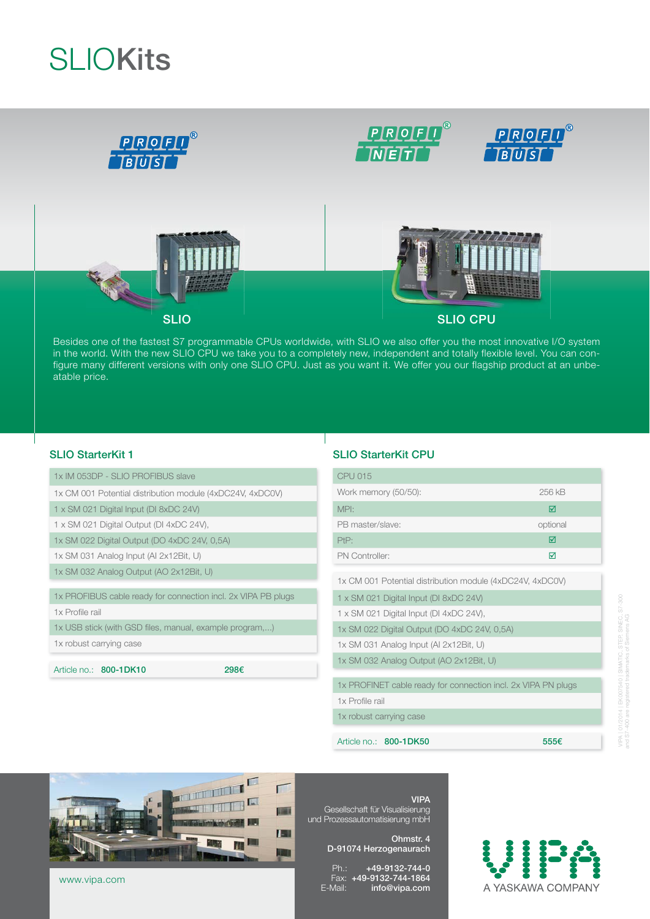# SLIOKits

SLIO

SLIO CPU

Besides one of the fastest S7 programmable CPUs worldwide, with SLIO we also offer you the most innovative I/O system in the world. With the new SLIO CPU we take you to a completely new, independent and totally flexible level. You can configure many different versions with only one SLIO CPU. Just as you want it. We offer you our flagship product at an unbeatable price.

## SLIO StarterKit 1

| |
|---|
| 1x IM 053DP - SLIO PROFIBUS slave |
| 1x CM 001 Potential distribution module (4xDC24V, 4xDC0V) |
| 1 x SM 021 Digital Input (DI 8xDC 24V) |
| 1 x SM 021 Digital Output (DI 4xDC 24V), |
| 1x SM 022 Digital Output (DO 4xDC 24V, 0,5A) |
| 1x SM 031 Analog Input (AI 2x12Bit, U) |
| 1x SM 032 Analog Output (AO 2x12Bit, U) |
| 1x PROFIBUS cable ready for connection incl. 2x VIPA PB plugs |
| 1x Profile rail |
| 1x USB stick (with GSD files, manual, example program,...) |
| 1x robust carrying case |

Article no.: **800-1DK10** 298€

## SLIO StarterKit CPU

| CPU 015 | |
|---|---|
| Work memory (50/50): | 256 kB |
| MPI: | ☑ |
| PB master/slave: | optional |
| PtP: | ☑ |
| PN Controller: | ☑ |

| |
|---|
| 1x CM 001 Potential distribution module (4xDC24V, 4xDC0V) |
| 1 x SM 021 Digital Input (DI 8xDC 24V) |
| 1 x SM 021 Digital Input (DI 4xDC 24V), |
| 1x SM 022 Digital Output (DO 4xDC 24V, 0,5A) |
| 1x SM 031 Analog Input (AI 2x12Bit, U) |
| 1x SM 032 Analog Output (AO 2x12Bit, U) |
| 1x PROFINET cable ready for connection incl. 2x VIPA PN plugs |
| 1x Profile rail |
| 1x robust carrying case |

Article no.: **800-1DK50** 555€

VIPA | 01/2014 | EK000540 | SIMATIC, STEP, SINEC, S7-300 and S7-400 are registered trademarks of Siemens AG

www.vipa.com

**VIPA**
Gesellschaft für Visualisierung
und Prozessautomatisierung mbH

Ohmstr. 4
D-91074 Herzogenaurach

Ph.: +49-9132-744-0
Fax: +49-9132-744-1864
E-Mail: info@vipa.com

VIPA
A YASKAWA COMPANY